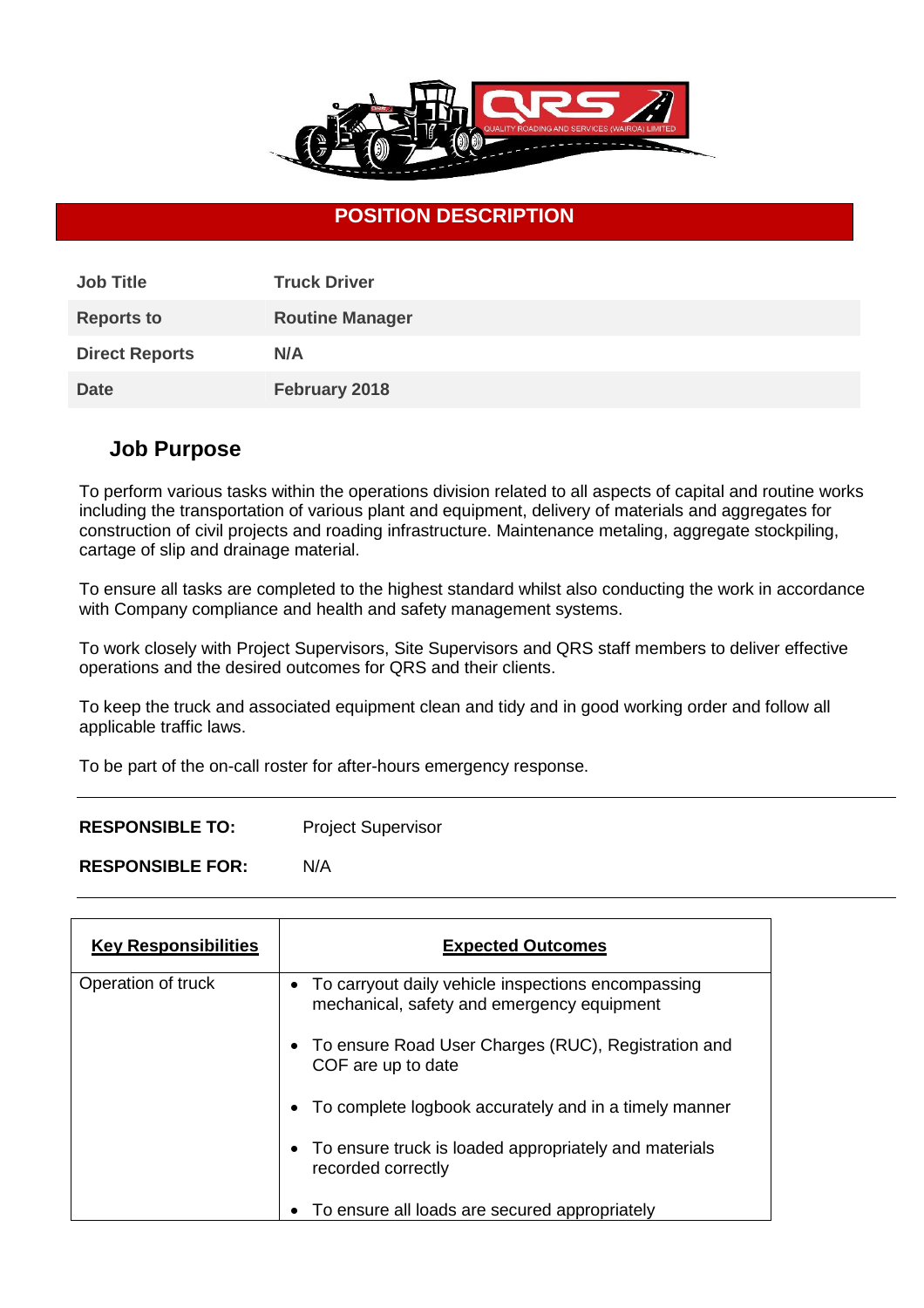# POSITION DESCRIPTION

| Job Title | Truck Driver |
|---|---|
| Reports to | Routine Manager |
| Direct Reports | N/A |
| Date | February 2018 |

## Job Purpose

To perform various tasks within the operations division related to all aspects of capital and routine works including the transportation of various plant and equipment, delivery of materials and aggregates for construction of civil projects and roading infrastructure. Maintenance metaling, aggregate stockpiling, cartage of slip and drainage material.

To ensure all tasks are completed to the highest standard whilst also conducting the work in accordance with Company compliance and health and safety management systems.

To work closely with Project Supervisors, Site Supervisors and QRS staff members to deliver effective operations and the desired outcomes for QRS and their clients.

To keep the truck and associated equipment clean and tidy and in good working order and follow all applicable traffic laws.

To be part of the on-call roster for after-hours emergency response.

---

**RESPONSIBLE TO:** Project Supervisor

**RESPONSIBLE FOR:** N/A

---

| Key Responsibilities | Expected Outcomes |
|---|---|
| Operation of truck | • To carryout daily vehicle inspections encompassing mechanical, safety and emergency equipment<br>• To ensure Road User Charges (RUC), Registration and COF are up to date<br>• To complete logbook accurately and in a timely manner<br>• To ensure truck is loaded appropriately and materials recorded correctly<br>• To ensure all loads are secured appropriately |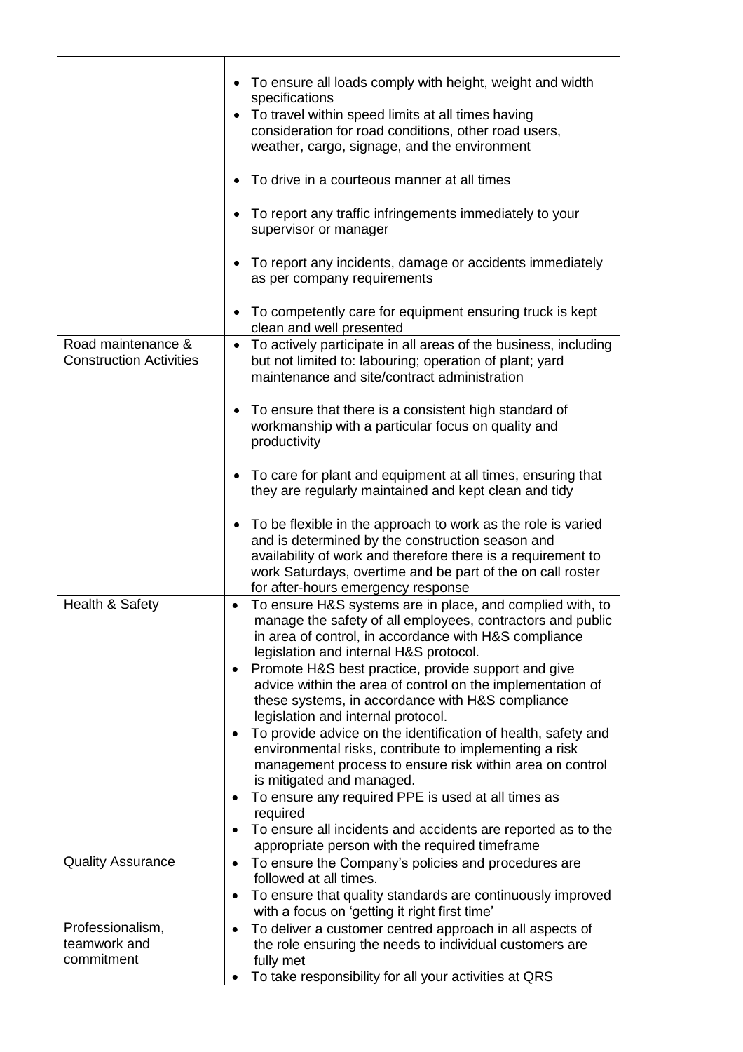| | |
|---|---|
| | • To ensure all loads comply with height, weight and width specifications<br>• To travel within speed limits at all times having consideration for road conditions, other road users, weather, cargo, signage, and the environment<br>• To drive in a courteous manner at all times<br>• To report any traffic infringements immediately to your supervisor or manager<br>• To report any incidents, damage or accidents immediately as per company requirements<br>• To competently care for equipment ensuring truck is kept clean and well presented |
| Road maintenance & Construction Activities | • To actively participate in all areas of the business, including but not limited to: labouring; operation of plant; yard maintenance and site/contract administration<br>• To ensure that there is a consistent high standard of workmanship with a particular focus on quality and productivity<br>• To care for plant and equipment at all times, ensuring that they are regularly maintained and kept clean and tidy<br>• To be flexible in the approach to work as the role is varied and is determined by the construction season and availability of work and therefore there is a requirement to work Saturdays, overtime and be part of the on call roster for after-hours emergency response |
| Health & Safety | • To ensure H&S systems are in place, and complied with, to manage the safety of all employees, contractors and public in area of control, in accordance with H&S compliance legislation and internal H&S protocol.<br>• Promote H&S best practice, provide support and give advice within the area of control on the implementation of these systems, in accordance with H&S compliance legislation and internal protocol.<br>• To provide advice on the identification of health, safety and environmental risks, contribute to implementing a risk management process to ensure risk within area on control is mitigated and managed.<br>• To ensure any required PPE is used at all times as required<br>• To ensure all incidents and accidents are reported as to the appropriate person with the required timeframe |
| Quality Assurance | • To ensure the Company's policies and procedures are followed at all times.<br>• To ensure that quality standards are continuously improved with a focus on 'getting it right first time' |
| Professionalism, teamwork and commitment | • To deliver a customer centred approach in all aspects of the role ensuring the needs to individual customers are fully met<br>• To take responsibility for all your activities at QRS |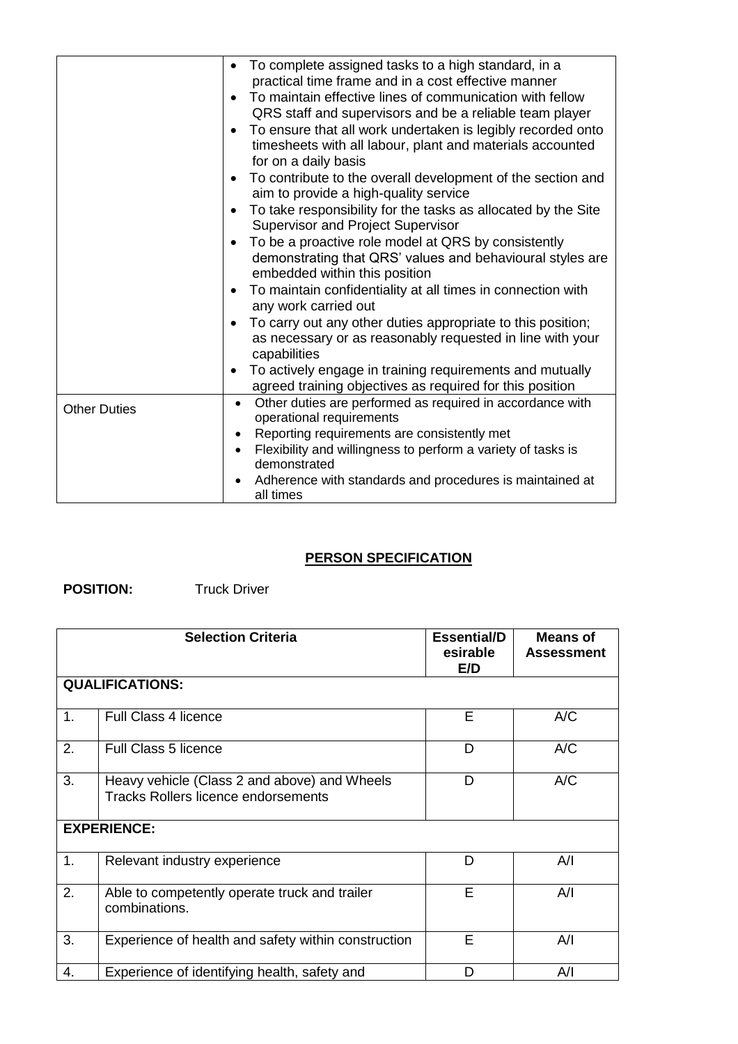| | |
|---|---|
| | • To complete assigned tasks to a high standard, in a practical time frame and in a cost effective manner<br>• To maintain effective lines of communication with fellow QRS staff and supervisors and be a reliable team player<br>• To ensure that all work undertaken is legibly recorded onto timesheets with all labour, plant and materials accounted for on a daily basis<br>• To contribute to the overall development of the section and aim to provide a high-quality service<br>• To take responsibility for the tasks as allocated by the Site Supervisor and Project Supervisor<br>• To be a proactive role model at QRS by consistently demonstrating that QRS' values and behavioural styles are embedded within this position<br>• To maintain confidentiality at all times in connection with any work carried out<br>• To carry out any other duties appropriate to this position; as necessary or as reasonably requested in line with your capabilities<br>• To actively engage in training requirements and mutually agreed training objectives as required for this position |
| Other Duties | • Other duties are performed as required in accordance with operational requirements<br>• Reporting requirements are consistently met<br>• Flexibility and willingness to perform a variety of tasks is demonstrated<br>• Adherence with standards and procedures is maintained at all times |

## PERSON SPECIFICATION

**POSITION:** Truck Driver

| | Selection Criteria | Essential/Desirable E/D | Means of Assessment |
|---|---|---|---|
| **QUALIFICATIONS:** | | | |
| 1. | Full Class 4 licence | E | A/C |
| 2. | Full Class 5 licence | D | A/C |
| 3. | Heavy vehicle (Class 2 and above) and Wheels Tracks Rollers licence endorsements | D | A/C |
| **EXPERIENCE:** | | | |
| 1. | Relevant industry experience | D | A/I |
| 2. | Able to competently operate truck and trailer combinations. | E | A/I |
| 3. | Experience of health and safety within construction | E | A/I |
| 4. | Experience of identifying health, safety and | D | A/I |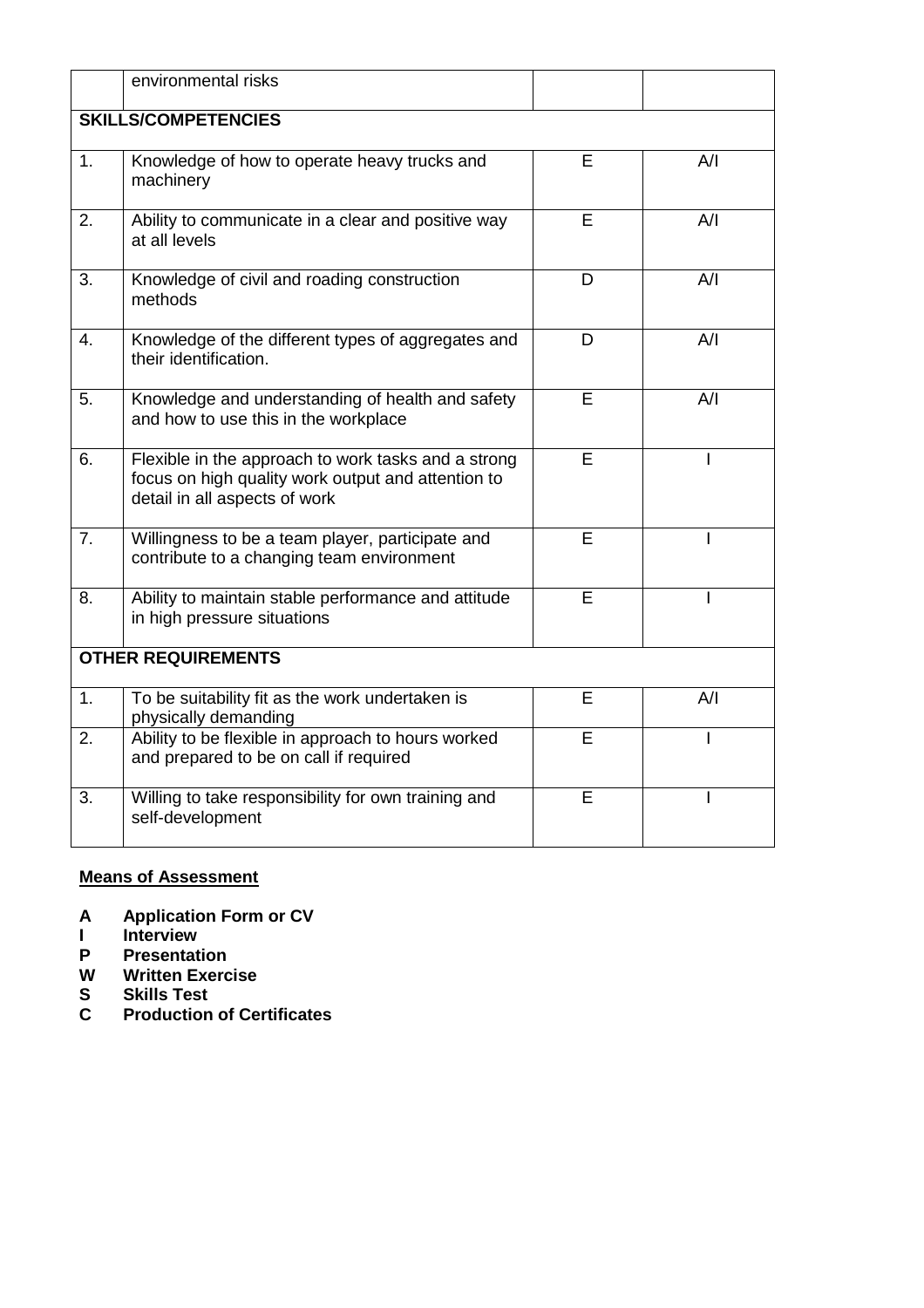| | | | |
|---|---|---|---|
| | environmental risks | | |
| **SKILLS/COMPETENCIES** | | | |
| 1. | Knowledge of how to operate heavy trucks and machinery | E | A/I |
| 2. | Ability to communicate in a clear and positive way at all levels | E | A/I |
| 3. | Knowledge of civil and roading construction methods | D | A/I |
| 4. | Knowledge of the different types of aggregates and their identification. | D | A/I |
| 5. | Knowledge and understanding of health and safety and how to use this in the workplace | E | A/I |
| 6. | Flexible in the approach to work tasks and a strong focus on high quality work output and attention to detail in all aspects of work | E | I |
| 7. | Willingness to be a team player, participate and contribute to a changing team environment | E | I |
| 8. | Ability to maintain stable performance and attitude in high pressure situations | E | I |
| **OTHER REQUIREMENTS** | | | |
| 1. | To be suitability fit as the work undertaken is physically demanding | E | A/I |
| 2. | Ability to be flexible in approach to hours worked and prepared to be on call if required | E | I |
| 3. | Willing to take responsibility for own training and self-development | E | I |

**<u>Means of Assessment</u>**

**A Application Form or CV**
**I Interview**
**P Presentation**
**W Written Exercise**
**S Skills Test**
**C Production of Certificates**